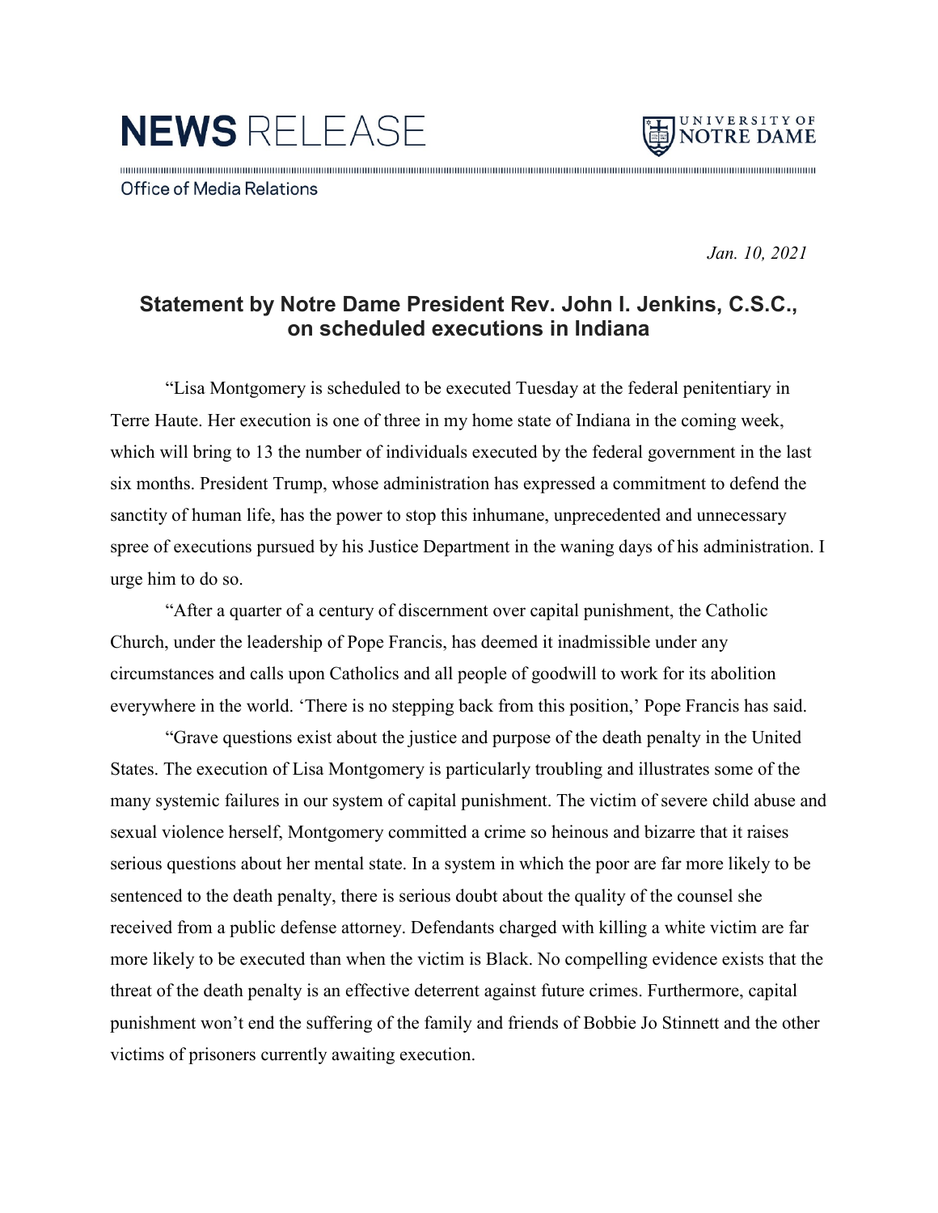# NEWS RELEASE

Office of Media Relations

*Jan. 10, 2021*

## Statement by Notre Dame President Rev. John I. Jenkins, C.S.C., on scheduled executions in Indiana

"Lisa Montgomery is scheduled to be executed Tuesday at the federal penitentiary in Terre Haute. Her execution is one of three in my home state of Indiana in the coming week, which will bring to 13 the number of individuals executed by the federal government in the last six months. President Trump, whose administration has expressed a commitment to defend the sanctity of human life, has the power to stop this inhumane, unprecedented and unnecessary spree of executions pursued by his Justice Department in the waning days of his administration. I urge him to do so.

"After a quarter of a century of discernment over capital punishment, the Catholic Church, under the leadership of Pope Francis, has deemed it inadmissible under any circumstances and calls upon Catholics and all people of goodwill to work for its abolition everywhere in the world. 'There is no stepping back from this position,' Pope Francis has said.

"Grave questions exist about the justice and purpose of the death penalty in the United States. The execution of Lisa Montgomery is particularly troubling and illustrates some of the many systemic failures in our system of capital punishment. The victim of severe child abuse and sexual violence herself, Montgomery committed a crime so heinous and bizarre that it raises serious questions about her mental state. In a system in which the poor are far more likely to be sentenced to the death penalty, there is serious doubt about the quality of the counsel she received from a public defense attorney. Defendants charged with killing a white victim are far more likely to be executed than when the victim is Black. No compelling evidence exists that the threat of the death penalty is an effective deterrent against future crimes. Furthermore, capital punishment won't end the suffering of the family and friends of Bobbie Jo Stinnett and the other victims of prisoners currently awaiting execution.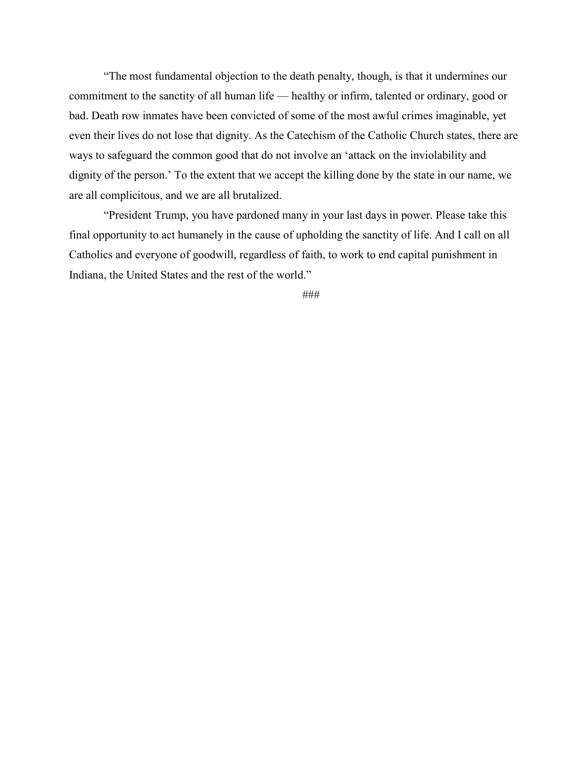"The most fundamental objection to the death penalty, though, is that it undermines our commitment to the sanctity of all human life — healthy or infirm, talented or ordinary, good or bad. Death row inmates have been convicted of some of the most awful crimes imaginable, yet even their lives do not lose that dignity. As the Catechism of the Catholic Church states, there are ways to safeguard the common good that do not involve an 'attack on the inviolability and dignity of the person.' To the extent that we accept the killing done by the state in our name, we are all complicitous, and we are all brutalized.

"President Trump, you have pardoned many in your last days in power. Please take this final opportunity to act humanely in the cause of upholding the sanctity of life. And I call on all Catholics and everyone of goodwill, regardless of faith, to work to end capital punishment in Indiana, the United States and the rest of the world."

###